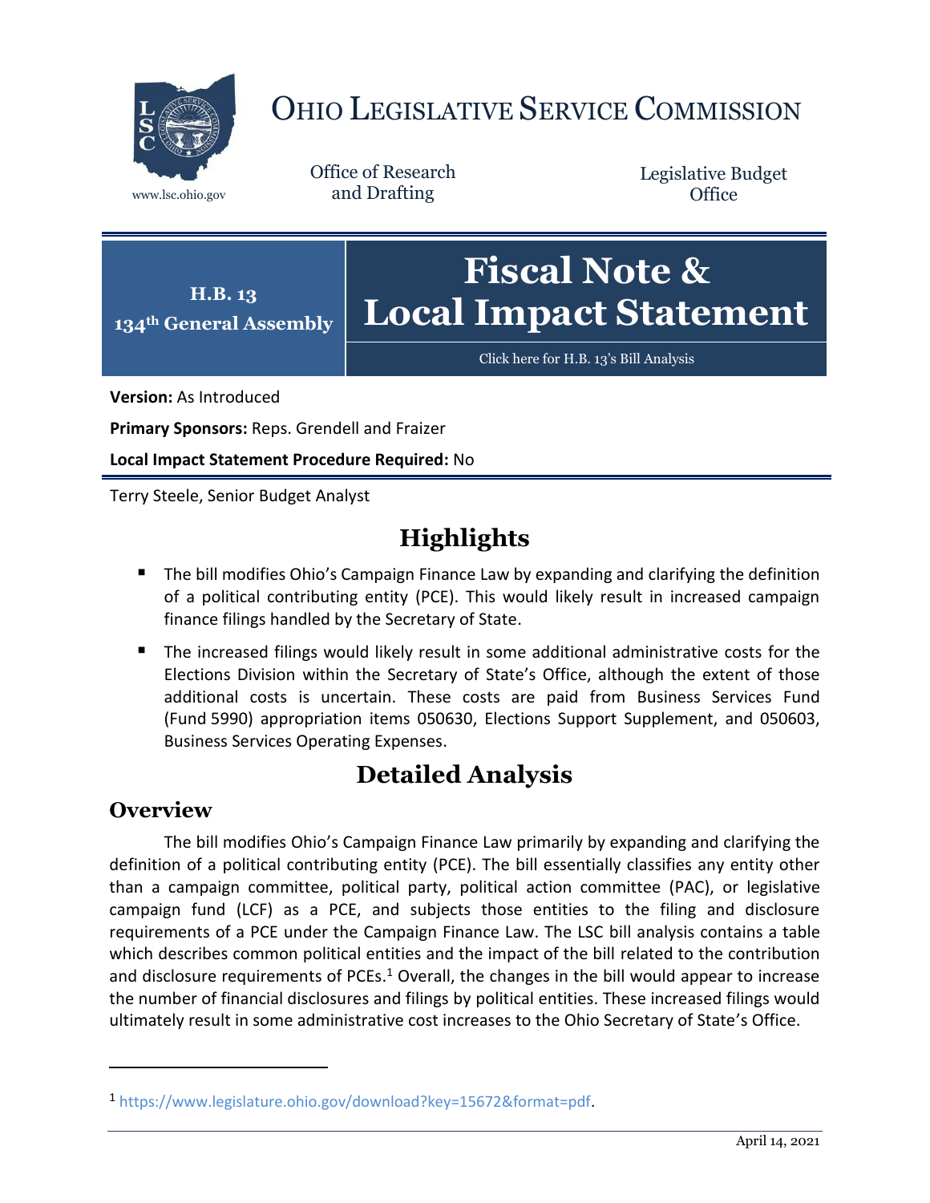# OHIO LEGISLATIVE SERVICE COMMISSION

www.lsc.ohio.gov

Office of Research and Drafting

Legislative Budget Office

**H.B. 13**
**134th General Assembly**

# Fiscal Note & Local Impact Statement

Click here for H.B. 13's Bill Analysis

**Version:** As Introduced

**Primary Sponsors:** Reps. Grendell and Fraizer

**Local Impact Statement Procedure Required:** No

Terry Steele, Senior Budget Analyst

## Highlights

- The bill modifies Ohio's Campaign Finance Law by expanding and clarifying the definition of a political contributing entity (PCE). This would likely result in increased campaign finance filings handled by the Secretary of State.
- The increased filings would likely result in some additional administrative costs for the Elections Division within the Secretary of State's Office, although the extent of those additional costs is uncertain. These costs are paid from Business Services Fund (Fund 5990) appropriation items 050630, Elections Support Supplement, and 050603, Business Services Operating Expenses.

## Detailed Analysis

### Overview

The bill modifies Ohio's Campaign Finance Law primarily by expanding and clarifying the definition of a political contributing entity (PCE). The bill essentially classifies any entity other than a campaign committee, political party, political action committee (PAC), or legislative campaign fund (LCF) as a PCE, and subjects those entities to the filing and disclosure requirements of a PCE under the Campaign Finance Law. The LSC bill analysis contains a table which describes common political entities and the impact of the bill related to the contribution and disclosure requirements of PCEs.[1] Overall, the changes in the bill would appear to increase the number of financial disclosures and filings by political entities. These increased filings would ultimately result in some administrative cost increases to the Ohio Secretary of State's Office.

[1] https://www.legislature.ohio.gov/download?key=15672&format=pdf.

April 14, 2021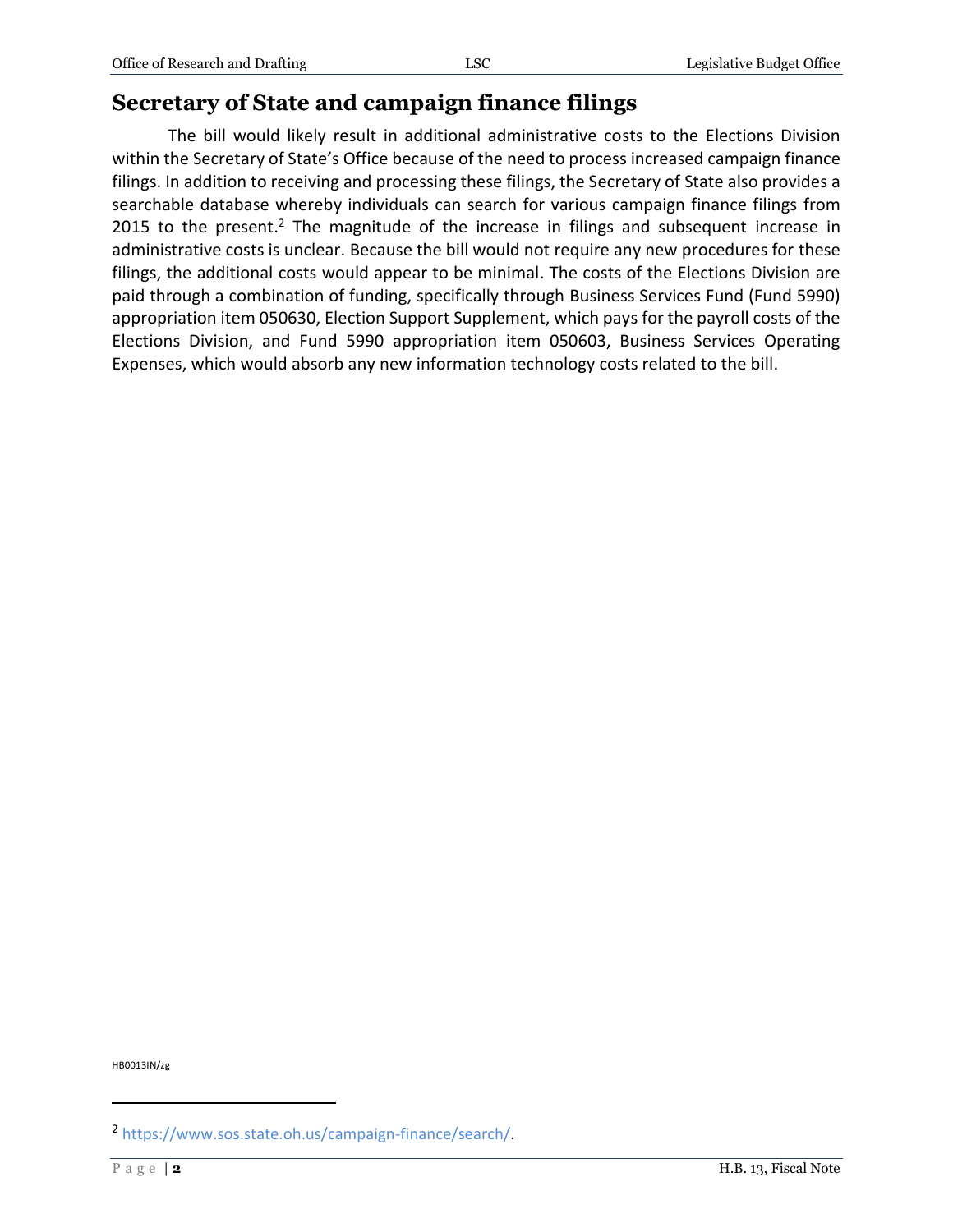## Secretary of State and campaign finance filings

The bill would likely result in additional administrative costs to the Elections Division within the Secretary of State's Office because of the need to process increased campaign finance filings. In addition to receiving and processing these filings, the Secretary of State also provides a searchable database whereby individuals can search for various campaign finance filings from 2015 to the present.[2] The magnitude of the increase in filings and subsequent increase in administrative costs is unclear. Because the bill would not require any new procedures for these filings, the additional costs would appear to be minimal. The costs of the Elections Division are paid through a combination of funding, specifically through Business Services Fund (Fund 5990) appropriation item 050630, Election Support Supplement, which pays for the payroll costs of the Elections Division, and Fund 5990 appropriation item 050603, Business Services Operating Expenses, which would absorb any new information technology costs related to the bill.

HB0013IN/zg

---

[2] https://www.sos.state.oh.us/campaign-finance/search/.